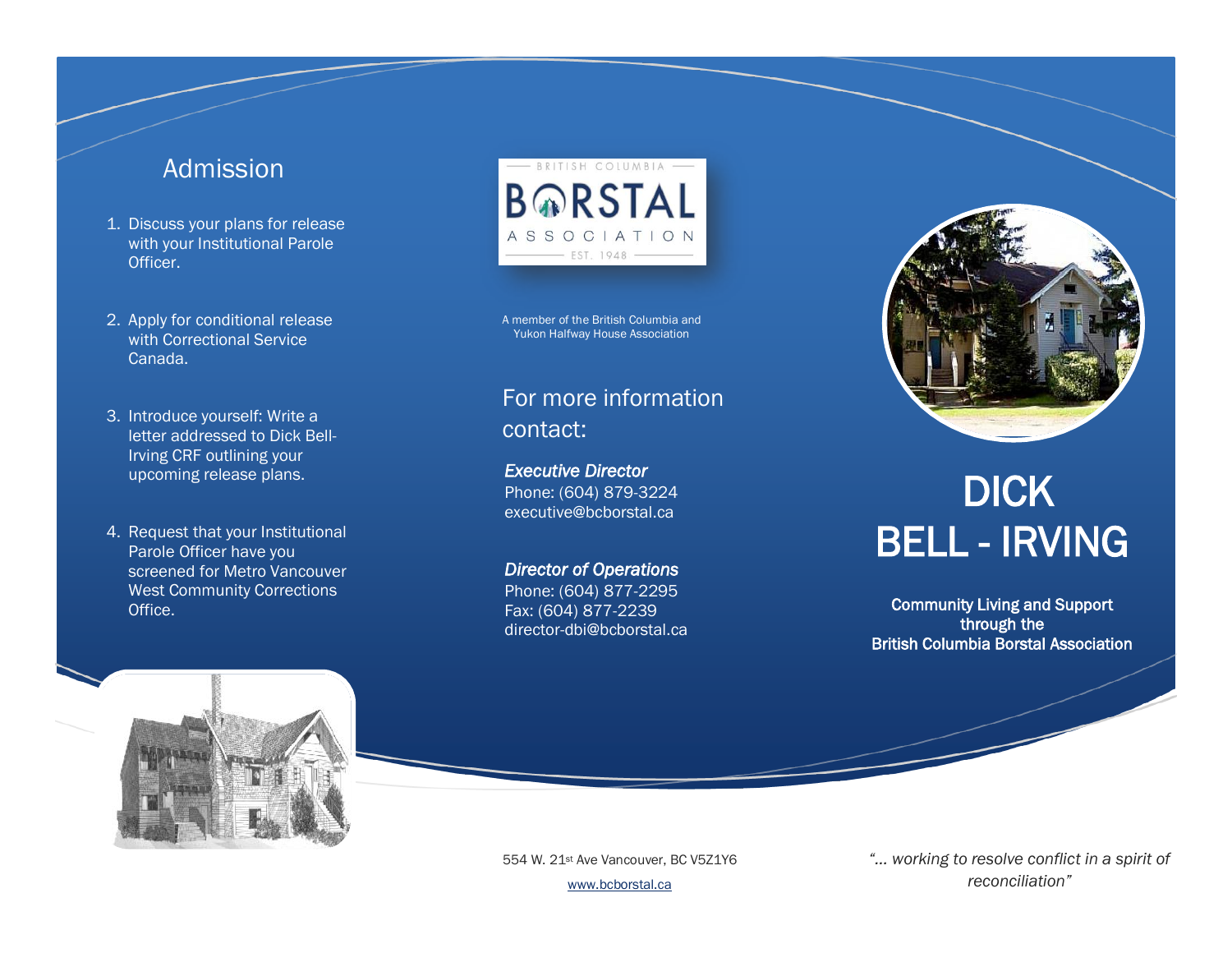## Admission

1. Discuss your plans for release with your Institutional Parole Officer.
2. Apply for conditional release with Correctional Service Canada.
3. Introduce yourself: Write a letter addressed to Dick Bell-Irving CRF outlining your upcoming release plans.
4. Request that your Institutional Parole Officer have you screened for Metro Vancouver West Community Corrections Office.

BRITISH COLUMBIA BORSTAL ASSOCIATION EST. 1948

A member of the British Columbia and Yukon Halfway House Association

## For more information contact:

***Executive Director***
Phone: (604) 879-3224
executive@bcborstal.ca

***Director of Operations***
Phone: (604) 877-2295
Fax: (604) 877-2239
director-dbi@bcborstal.ca

554 W. 21st Ave Vancouver, BC V5Z1Y6

www.bcborstal.ca

# DICK BELL - IRVING

**Community Living and Support through the British Columbia Borstal Association**

*"... working to resolve conflict in a spirit of reconciliation"*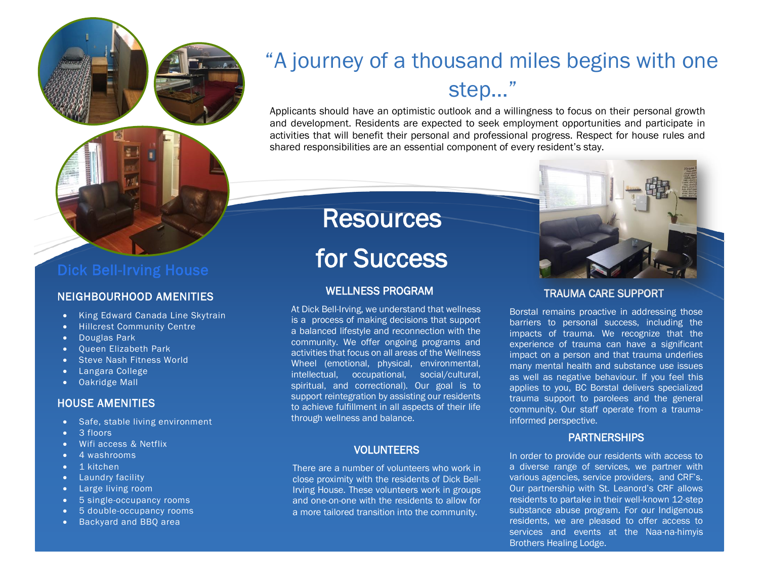# “A journey of a thousand miles begins with one step…”

Applicants should have an optimistic outlook and a willingness to focus on their personal growth and development. Residents are expected to seek employment opportunities and participate in activities that will benefit their personal and professional progress. Respect for house rules and shared responsibilities are an essential component of every resident’s stay.

## Dick Bell-Irving House

### NEIGHBOURHOOD AMENITIES

- King Edward Canada Line Skytrain
- Hillcrest Community Centre
- Douglas Park
- Queen Elizabeth Park
- Steve Nash Fitness World
- Langara College
- Oakridge Mall

### HOUSE AMENITIES

- Safe, stable living environment
- 3 floors
- Wifi access & Netflix
- 4 washrooms
- 1 kitchen
- Laundry facility
- Large living room
- 5 single-occupancy rooms
- 5 double-occupancy rooms
- Backyard and BBQ area

## Resources for Success

### WELLNESS PROGRAM

At Dick Bell-Irving, we understand that wellness is a process of making decisions that support a balanced lifestyle and reconnection with the community. We offer ongoing programs and activities that focus on all areas of the Wellness Wheel (emotional, physical, environmental, intellectual, occupational, social/cultural, spiritual, and correctional). Our goal is to support reintegration by assisting our residents to achieve fulfillment in all aspects of their life through wellness and balance.

### VOLUNTEERS

There are a number of volunteers who work in close proximity with the residents of Dick Bell-Irving House. These volunteers work in groups and one-on-one with the residents to allow for a more tailored transition into the community.

### TRAUMA CARE SUPPORT

Borstal remains proactive in addressing those barriers to personal success, including the impacts of trauma. We recognize that the experience of trauma can have a significant impact on a person and that trauma underlies many mental health and substance use issues as well as negative behaviour. If you feel this applies to you, BC Borstal delivers specialized trauma support to parolees and the general community. Our staff operate from a trauma-informed perspective.

### PARTNERSHIPS

In order to provide our residents with access to a diverse range of services, we partner with various agencies, service providers, and CRF’s. Our partnership with St. Leanord’s CRF allows residents to partake in their well-known 12-step substance abuse program. For our Indigenous residents, we are pleased to offer access to services and events at the Naa-na-himyis Brothers Healing Lodge.